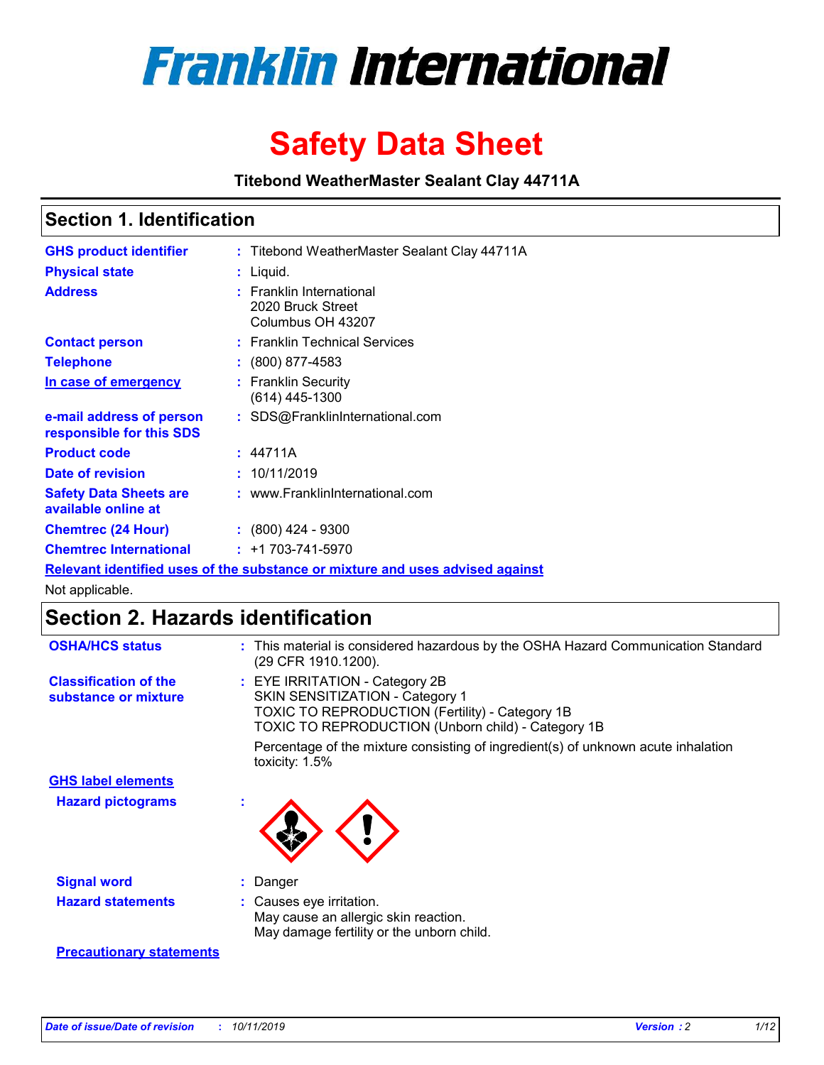# Franklin International

# Safety Data Sheet

**Titebond WeatherMaster Sealant Clay 44711A**

## Section 1. Identification

| | | |
|---|---|---|
| **GHS product identifier** | : | Titebond WeatherMaster Sealant Clay 44711A |
| **Physical state** | : | Liquid. |
| **Address** | : | Franklin International<br>2020 Bruck Street<br>Columbus OH 43207 |
| **Contact person** | : | Franklin Technical Services |
| **Telephone** | : | (800) 877-4583 |
| **In case of emergency** | : | Franklin Security<br>(614) 445-1300 |
| **e-mail address of person responsible for this SDS** | : | SDS@FranklinInternational.com |
| **Product code** | : | 44711A |
| **Date of revision** | : | 10/11/2019 |
| **Safety Data Sheets are available online at** | : | www.FranklinInternational.com |
| **Chemtrec (24 Hour)** | : | (800) 424 - 9300 |
| **Chemtrec International** | : | +1 703-741-5970 |

**Relevant identified uses of the substance or mixture and uses advised against**

Not applicable.

## Section 2. Hazards identification

| | | |
|---|---|---|
| **OSHA/HCS status** | : | This material is considered hazardous by the OSHA Hazard Communication Standard (29 CFR 1910.1200). |
| **Classification of the substance or mixture** | : | EYE IRRITATION - Category 2B<br>SKIN SENSITIZATION - Category 1<br>TOXIC TO REPRODUCTION (Fertility) - Category 1B<br>TOXIC TO REPRODUCTION (Unborn child) - Category 1B<br>Percentage of the mixture consisting of ingredient(s) of unknown acute inhalation toxicity: 1.5% |

**GHS label elements**

| | | |
|---|---|---|
| **Hazard pictograms** | : | |
| **Signal word** | : | Danger |
| **Hazard statements** | : | Causes eye irritation.<br>May cause an allergic skin reaction.<br>May damage fertility or the unborn child. |

**Precautionary statements**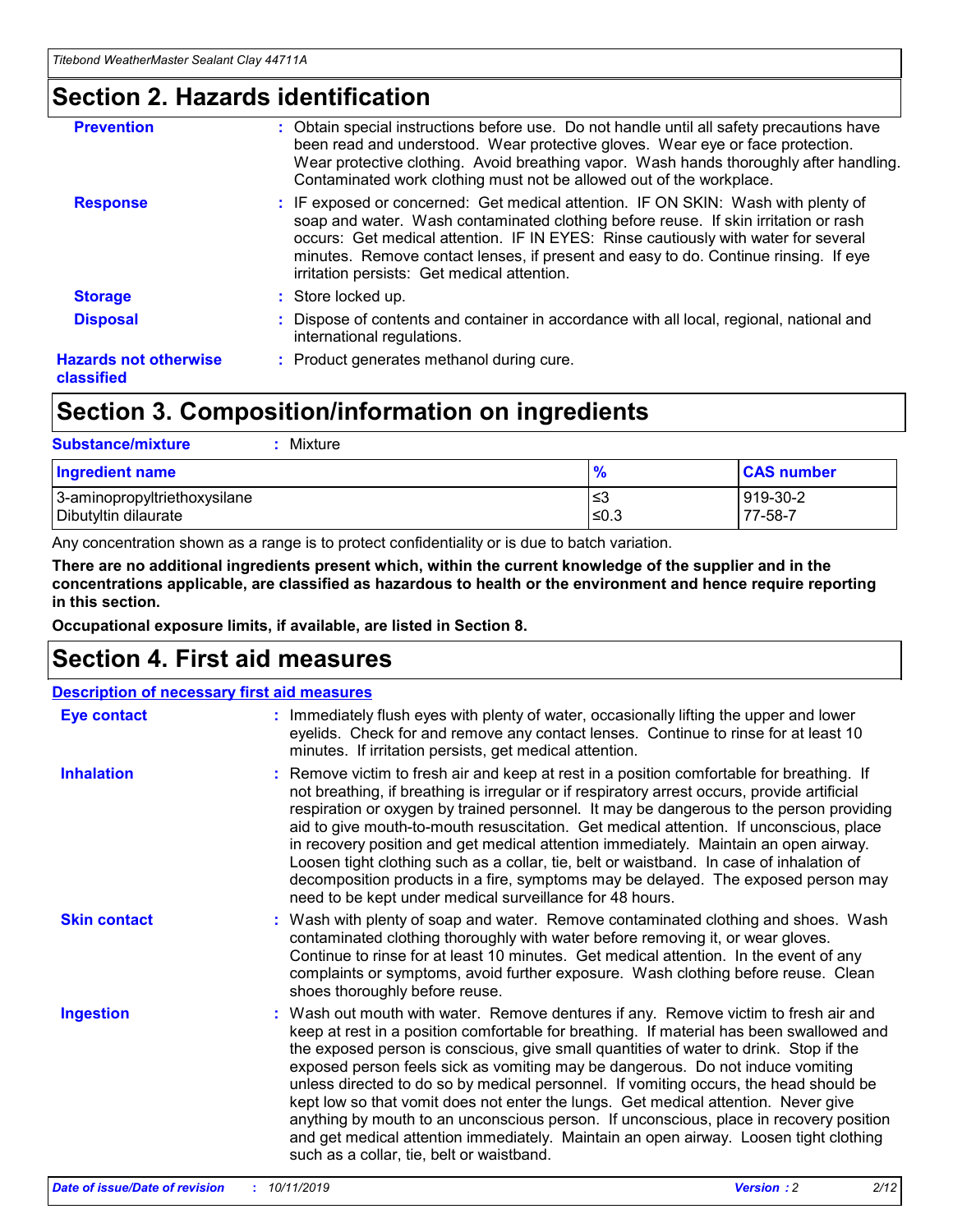## Section 2. Hazards identification

**Prevention** : Obtain special instructions before use. Do not handle until all safety precautions have been read and understood. Wear protective gloves. Wear eye or face protection. Wear protective clothing. Avoid breathing vapor. Wash hands thoroughly after handling. Contaminated work clothing must not be allowed out of the workplace.

**Response** : IF exposed or concerned: Get medical attention. IF ON SKIN: Wash with plenty of soap and water. Wash contaminated clothing before reuse. If skin irritation or rash occurs: Get medical attention. IF IN EYES: Rinse cautiously with water for several minutes. Remove contact lenses, if present and easy to do. Continue rinsing. If eye irritation persists: Get medical attention.

**Storage** : Store locked up.

**Disposal** : Dispose of contents and container in accordance with all local, regional, national and international regulations.

**Hazards not otherwise classified** : Product generates methanol during cure.

## Section 3. Composition/information on ingredients

**Substance/mixture** : Mixture

| Ingredient name | % | CAS number |
|---|---|---|
| 3-aminopropyltriethoxysilane | ≤3 | 919-30-2 |
| Dibutyltin dilaurate | ≤0.3 | 77-58-7 |

Any concentration shown as a range is to protect confidentiality or is due to batch variation.

**There are no additional ingredients present which, within the current knowledge of the supplier and in the concentrations applicable, are classified as hazardous to health or the environment and hence require reporting in this section.**

**Occupational exposure limits, if available, are listed in Section 8.**

## Section 4. First aid measures

**Description of necessary first aid measures**

**Eye contact** : Immediately flush eyes with plenty of water, occasionally lifting the upper and lower eyelids. Check for and remove any contact lenses. Continue to rinse for at least 10 minutes. If irritation persists, get medical attention.

**Inhalation** : Remove victim to fresh air and keep at rest in a position comfortable for breathing. If not breathing, if breathing is irregular or if respiratory arrest occurs, provide artificial respiration or oxygen by trained personnel. It may be dangerous to the person providing aid to give mouth-to-mouth resuscitation. Get medical attention. If unconscious, place in recovery position and get medical attention immediately. Maintain an open airway. Loosen tight clothing such as a collar, tie, belt or waistband. In case of inhalation of decomposition products in a fire, symptoms may be delayed. The exposed person may need to be kept under medical surveillance for 48 hours.

**Skin contact** : Wash with plenty of soap and water. Remove contaminated clothing and shoes. Wash contaminated clothing thoroughly with water before removing it, or wear gloves. Continue to rinse for at least 10 minutes. Get medical attention. In the event of any complaints or symptoms, avoid further exposure. Wash clothing before reuse. Clean shoes thoroughly before reuse.

**Ingestion** : Wash out mouth with water. Remove dentures if any. Remove victim to fresh air and keep at rest in a position comfortable for breathing. If material has been swallowed and the exposed person is conscious, give small quantities of water to drink. Stop if the exposed person feels sick as vomiting may be dangerous. Do not induce vomiting unless directed to do so by medical personnel. If vomiting occurs, the head should be kept low so that vomit does not enter the lungs. Get medical attention. Never give anything by mouth to an unconscious person. If unconscious, place in recovery position and get medical attention immediately. Maintain an open airway. Loosen tight clothing such as a collar, tie, belt or waistband.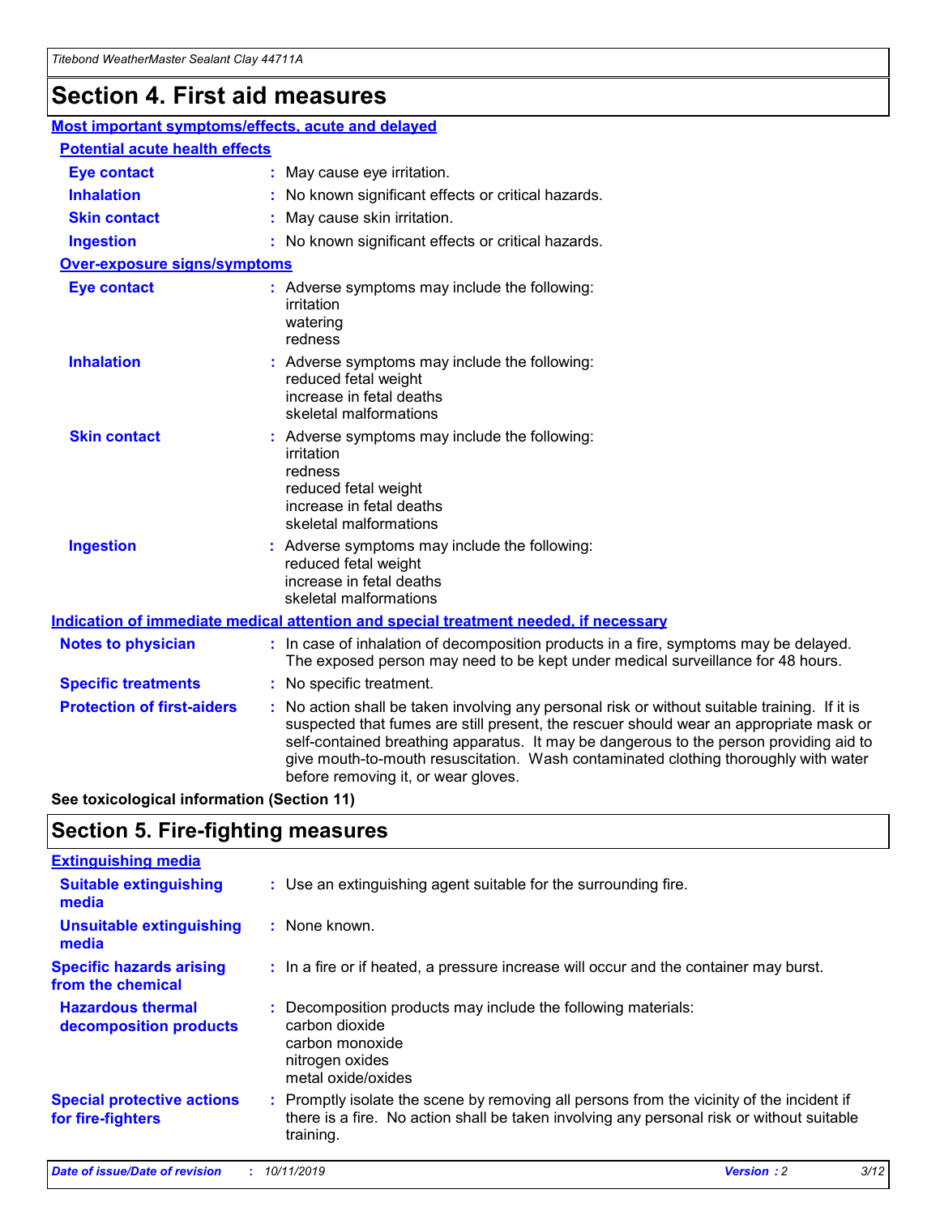# Section 4. First aid measures

## Most important symptoms/effects, acute and delayed

### Potential acute health effects

| | |
|---|---|
| **Eye contact** | : May cause eye irritation. |
| **Inhalation** | : No known significant effects or critical hazards. |
| **Skin contact** | : May cause skin irritation. |
| **Ingestion** | : No known significant effects or critical hazards. |

### Over-exposure signs/symptoms

| | |
|---|---|
| **Eye contact** | : Adverse symptoms may include the following: irritation, watering, redness |
| **Inhalation** | : Adverse symptoms may include the following: reduced fetal weight, increase in fetal deaths, skeletal malformations |
| **Skin contact** | : Adverse symptoms may include the following: irritation, redness, reduced fetal weight, increase in fetal deaths, skeletal malformations |
| **Ingestion** | : Adverse symptoms may include the following: reduced fetal weight, increase in fetal deaths, skeletal malformations |

## Indication of immediate medical attention and special treatment needed, if necessary

| | |
|---|---|
| **Notes to physician** | : In case of inhalation of decomposition products in a fire, symptoms may be delayed. The exposed person may need to be kept under medical surveillance for 48 hours. |
| **Specific treatments** | : No specific treatment. |
| **Protection of first-aiders** | : No action shall be taken involving any personal risk or without suitable training. If it is suspected that fumes are still present, the rescuer should wear an appropriate mask or self-contained breathing apparatus. It may be dangerous to the person providing aid to give mouth-to-mouth resuscitation. Wash contaminated clothing thoroughly with water before removing it, or wear gloves. |

**See toxicological information (Section 11)**

# Section 5. Fire-fighting measures

## Extinguishing media

| | |
|---|---|
| **Suitable extinguishing media** | : Use an extinguishing agent suitable for the surrounding fire. |
| **Unsuitable extinguishing media** | : None known. |
| **Specific hazards arising from the chemical** | : In a fire or if heated, a pressure increase will occur and the container may burst. |
| **Hazardous thermal decomposition products** | : Decomposition products may include the following materials: carbon dioxide, carbon monoxide, nitrogen oxides, metal oxide/oxides |
| **Special protective actions for fire-fighters** | : Promptly isolate the scene by removing all persons from the vicinity of the incident if there is a fire. No action shall be taken involving any personal risk or without suitable training. |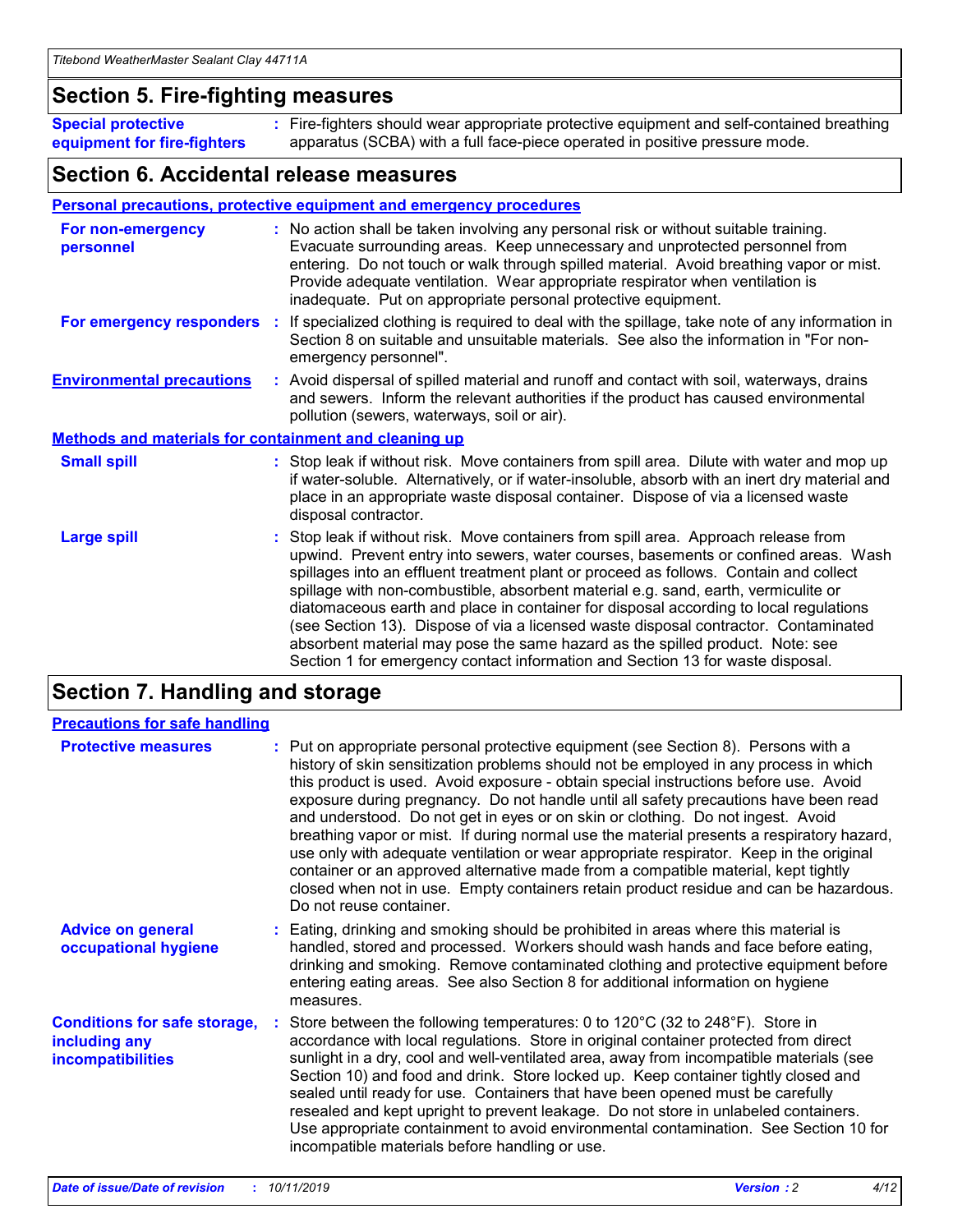## Section 5. Fire-fighting measures

**Special protective equipment for fire-fighters** : Fire-fighters should wear appropriate protective equipment and self-contained breathing apparatus (SCBA) with a full face-piece operated in positive pressure mode.

## Section 6. Accidental release measures

### Personal precautions, protective equipment and emergency procedures

**For non-emergency personnel** : No action shall be taken involving any personal risk or without suitable training. Evacuate surrounding areas. Keep unnecessary and unprotected personnel from entering. Do not touch or walk through spilled material. Avoid breathing vapor or mist. Provide adequate ventilation. Wear appropriate respirator when ventilation is inadequate. Put on appropriate personal protective equipment.

**For emergency responders** : If specialized clothing is required to deal with the spillage, take note of any information in Section 8 on suitable and unsuitable materials. See also the information in "For non-emergency personnel".

**Environmental precautions** : Avoid dispersal of spilled material and runoff and contact with soil, waterways, drains and sewers. Inform the relevant authorities if the product has caused environmental pollution (sewers, waterways, soil or air).

### Methods and materials for containment and cleaning up

**Small spill** : Stop leak if without risk. Move containers from spill area. Dilute with water and mop up if water-soluble. Alternatively, or if water-insoluble, absorb with an inert dry material and place in an appropriate waste disposal container. Dispose of via a licensed waste disposal contractor.

**Large spill** : Stop leak if without risk. Move containers from spill area. Approach release from upwind. Prevent entry into sewers, water courses, basements or confined areas. Wash spillages into an effluent treatment plant or proceed as follows. Contain and collect spillage with non-combustible, absorbent material e.g. sand, earth, vermiculite or diatomaceous earth and place in container for disposal according to local regulations (see Section 13). Dispose of via a licensed waste disposal contractor. Contaminated absorbent material may pose the same hazard as the spilled product. Note: see Section 1 for emergency contact information and Section 13 for waste disposal.

## Section 7. Handling and storage

### Precautions for safe handling

**Protective measures** : Put on appropriate personal protective equipment (see Section 8). Persons with a history of skin sensitization problems should not be employed in any process in which this product is used. Avoid exposure - obtain special instructions before use. Avoid exposure during pregnancy. Do not handle until all safety precautions have been read and understood. Do not get in eyes or on skin or clothing. Do not ingest. Avoid breathing vapor or mist. If during normal use the material presents a respiratory hazard, use only with adequate ventilation or wear appropriate respirator. Keep in the original container or an approved alternative made from a compatible material, kept tightly closed when not in use. Empty containers retain product residue and can be hazardous. Do not reuse container.

**Advice on general occupational hygiene** : Eating, drinking and smoking should be prohibited in areas where this material is handled, stored and processed. Workers should wash hands and face before eating, drinking and smoking. Remove contaminated clothing and protective equipment before entering eating areas. See also Section 8 for additional information on hygiene measures.

**Conditions for safe storage, including any incompatibilities** : Store between the following temperatures: 0 to 120°C (32 to 248°F). Store in accordance with local regulations. Store in original container protected from direct sunlight in a dry, cool and well-ventilated area, away from incompatible materials (see Section 10) and food and drink. Store locked up. Keep container tightly closed and sealed until ready for use. Containers that have been opened must be carefully resealed and kept upright to prevent leakage. Do not store in unlabeled containers. Use appropriate containment to avoid environmental contamination. See Section 10 for incompatible materials before handling or use.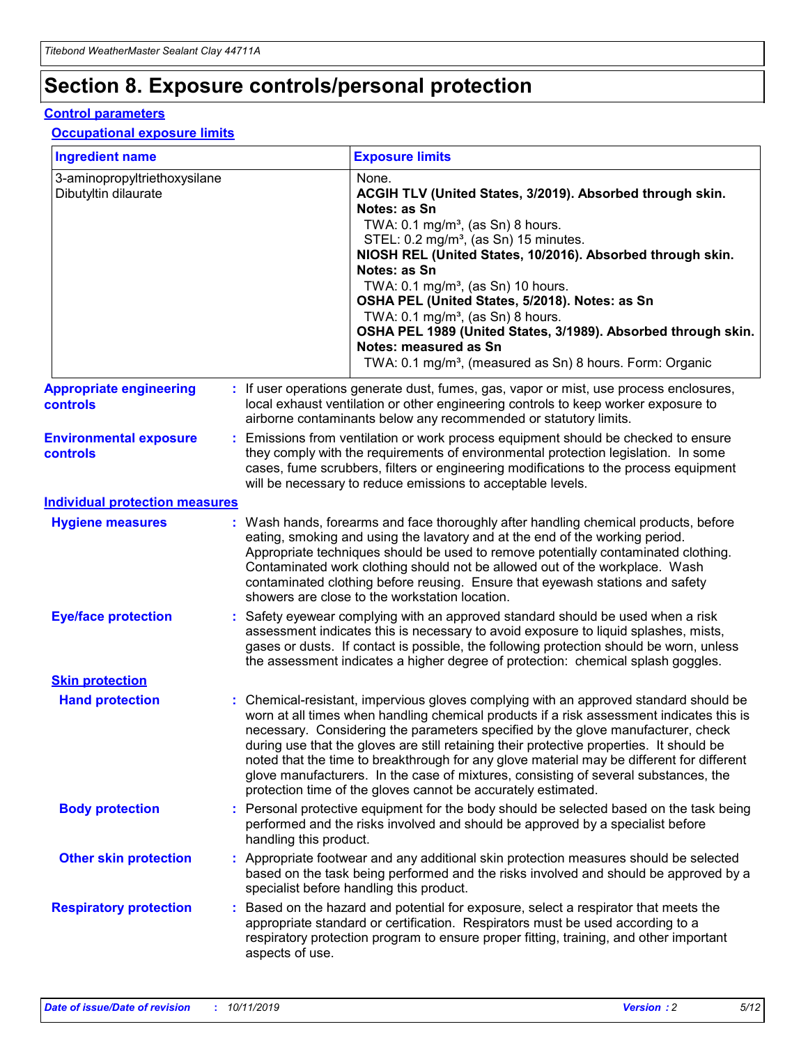# Section 8. Exposure controls/personal protection

## Control parameters

### Occupational exposure limits

| Ingredient name | Exposure limits |
|---|---|
| 3-aminopropyltriethoxysilane<br>Dibutyltin dilaurate | None.<br>**ACGIH TLV (United States, 3/2019). Absorbed through skin. Notes: as Sn**<br>TWA: 0.1 mg/m³, (as Sn) 8 hours.<br>STEL: 0.2 mg/m³, (as Sn) 15 minutes.<br>**NIOSH REL (United States, 10/2016). Absorbed through skin. Notes: as Sn**<br>TWA: 0.1 mg/m³, (as Sn) 10 hours.<br>**OSHA PEL (United States, 5/2018). Notes: as Sn**<br>TWA: 0.1 mg/m³, (as Sn) 8 hours.<br>**OSHA PEL 1989 (United States, 3/1989). Absorbed through skin. Notes: measured as Sn**<br>TWA: 0.1 mg/m³, (measured as Sn) 8 hours. Form: Organic |

**Appropriate engineering controls** : If user operations generate dust, fumes, gas, vapor or mist, use process enclosures, local exhaust ventilation or other engineering controls to keep worker exposure to airborne contaminants below any recommended or statutory limits.

**Environmental exposure controls** : Emissions from ventilation or work process equipment should be checked to ensure they comply with the requirements of environmental protection legislation. In some cases, fume scrubbers, filters or engineering modifications to the process equipment will be necessary to reduce emissions to acceptable levels.

## Individual protection measures

**Hygiene measures** : Wash hands, forearms and face thoroughly after handling chemical products, before eating, smoking and using the lavatory and at the end of the working period. Appropriate techniques should be used to remove potentially contaminated clothing. Contaminated work clothing should not be allowed out of the workplace. Wash contaminated clothing before reusing. Ensure that eyewash stations and safety showers are close to the workstation location.

**Eye/face protection** : Safety eyewear complying with an approved standard should be used when a risk assessment indicates this is necessary to avoid exposure to liquid splashes, mists, gases or dusts. If contact is possible, the following protection should be worn, unless the assessment indicates a higher degree of protection: chemical splash goggles.

### Skin protection

**Hand protection** : Chemical-resistant, impervious gloves complying with an approved standard should be worn at all times when handling chemical products if a risk assessment indicates this is necessary. Considering the parameters specified by the glove manufacturer, check during use that the gloves are still retaining their protective properties. It should be noted that the time to breakthrough for any glove material may be different for different glove manufacturers. In the case of mixtures, consisting of several substances, the protection time of the gloves cannot be accurately estimated.

**Body protection** : Personal protective equipment for the body should be selected based on the task being performed and the risks involved and should be approved by a specialist before handling this product.

**Other skin protection** : Appropriate footwear and any additional skin protection measures should be selected based on the task being performed and the risks involved and should be approved by a specialist before handling this product.

**Respiratory protection** : Based on the hazard and potential for exposure, select a respirator that meets the appropriate standard or certification. Respirators must be used according to a respiratory protection program to ensure proper fitting, training, and other important aspects of use.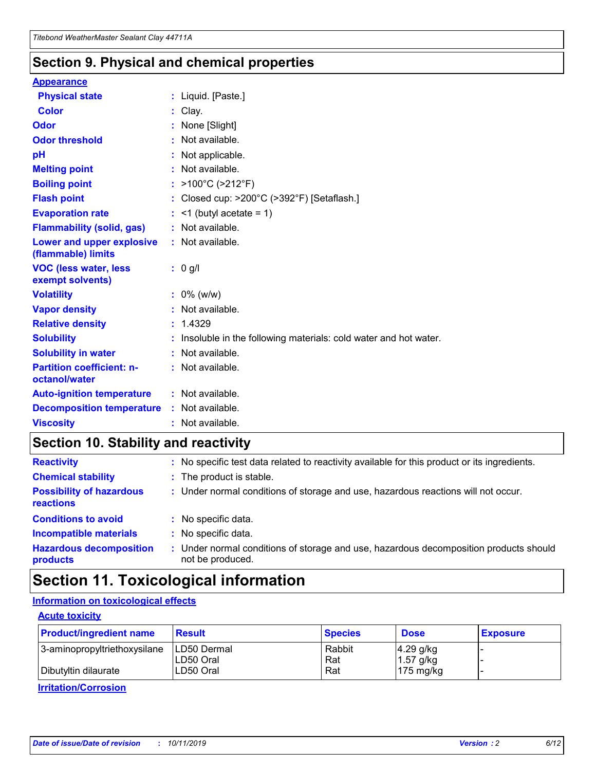## Section 9. Physical and chemical properties

### Appearance

| | |
|---|---|
| **Physical state** | : Liquid. [Paste.] |
| **Color** | : Clay. |
| **Odor** | : None [Slight] |
| **Odor threshold** | : Not available. |
| **pH** | : Not applicable. |
| **Melting point** | : Not available. |
| **Boiling point** | : >100°C (>212°F) |
| **Flash point** | : Closed cup: >200°C (>392°F) [Setaflash.] |
| **Evaporation rate** | : <1 (butyl acetate = 1) |
| **Flammability (solid, gas)** | : Not available. |
| **Lower and upper explosive (flammable) limits** | : Not available. |
| **VOC (less water, less exempt solvents)** | : 0 g/l |
| **Volatility** | : 0% (w/w) |
| **Vapor density** | : Not available. |
| **Relative density** | : 1.4329 |
| **Solubility** | : Insoluble in the following materials: cold water and hot water. |
| **Solubility in water** | : Not available. |
| **Partition coefficient: n-octanol/water** | : Not available. |
| **Auto-ignition temperature** | : Not available. |
| **Decomposition temperature** | : Not available. |
| **Viscosity** | : Not available. |

## Section 10. Stability and reactivity

| | |
|---|---|
| **Reactivity** | : No specific test data related to reactivity available for this product or its ingredients. |
| **Chemical stability** | : The product is stable. |
| **Possibility of hazardous reactions** | : Under normal conditions of storage and use, hazardous reactions will not occur. |
| **Conditions to avoid** | : No specific data. |
| **Incompatible materials** | : No specific data. |
| **Hazardous decomposition products** | : Under normal conditions of storage and use, hazardous decomposition products should not be produced. |

## Section 11. Toxicological information

### Information on toxicological effects

#### Acute toxicity

| Product/ingredient name | Result | Species | Dose | Exposure |
|---|---|---|---|---|
| 3-aminopropyltriethoxysilane | LD50 Dermal | Rabbit | 4.29 g/kg | - |
| | LD50 Oral | Rat | 1.57 g/kg | - |
| Dibutyltin dilaurate | LD50 Oral | Rat | 175 mg/kg | - |

#### Irritation/Corrosion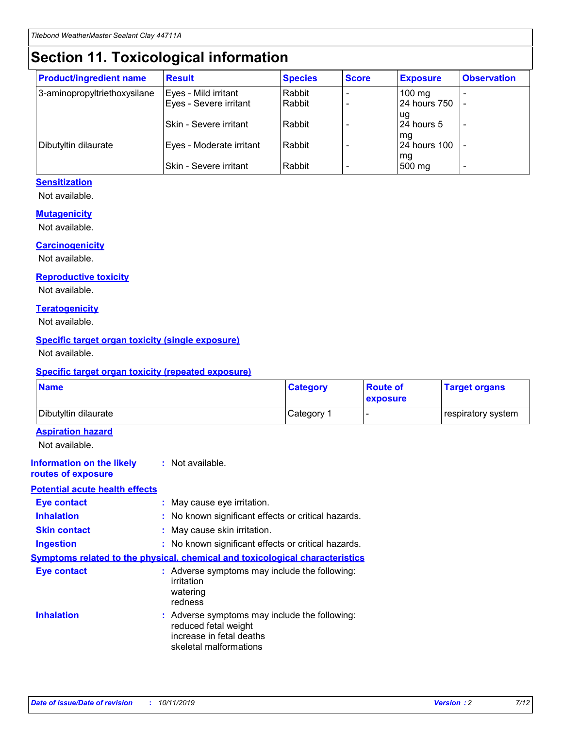# Section 11. Toxicological information

| Product/ingredient name | Result | Species | Score | Exposure | Observation |
|---|---|---|---|---|---|
| 3-aminopropyltriethoxysilane | Eyes - Mild irritant | Rabbit | - | 100 mg | - |
| | Eyes - Severe irritant | Rabbit | - | 24 hours 750 ug | - |
| | Skin - Severe irritant | Rabbit | - | 24 hours 5 mg | - |
| Dibutyltin dilaurate | Eyes - Moderate irritant | Rabbit | - | 24 hours 100 mg | - |
| | Skin - Severe irritant | Rabbit | - | 500 mg | - |

### Sensitization

Not available.

### Mutagenicity

Not available.

### Carcinogenicity

Not available.

### Reproductive toxicity

Not available.

### Teratogenicity

Not available.

### Specific target organ toxicity (single exposure)

Not available.

### Specific target organ toxicity (repeated exposure)

| Name | Category | Route of exposure | Target organs |
|---|---|---|---|
| Dibutyltin dilaurate | Category 1 | - | respiratory system |

### Aspiration hazard

Not available.

**Information on the likely routes of exposure** : Not available.

### Potential acute health effects

**Eye contact** : May cause eye irritation.

**Inhalation** : No known significant effects or critical hazards.

**Skin contact** : May cause skin irritation.

**Ingestion** : No known significant effects or critical hazards.

### Symptoms related to the physical, chemical and toxicological characteristics

**Eye contact** : Adverse symptoms may include the following:
irritation
watering
redness

**Inhalation** : Adverse symptoms may include the following:
reduced fetal weight
increase in fetal deaths
skeletal malformations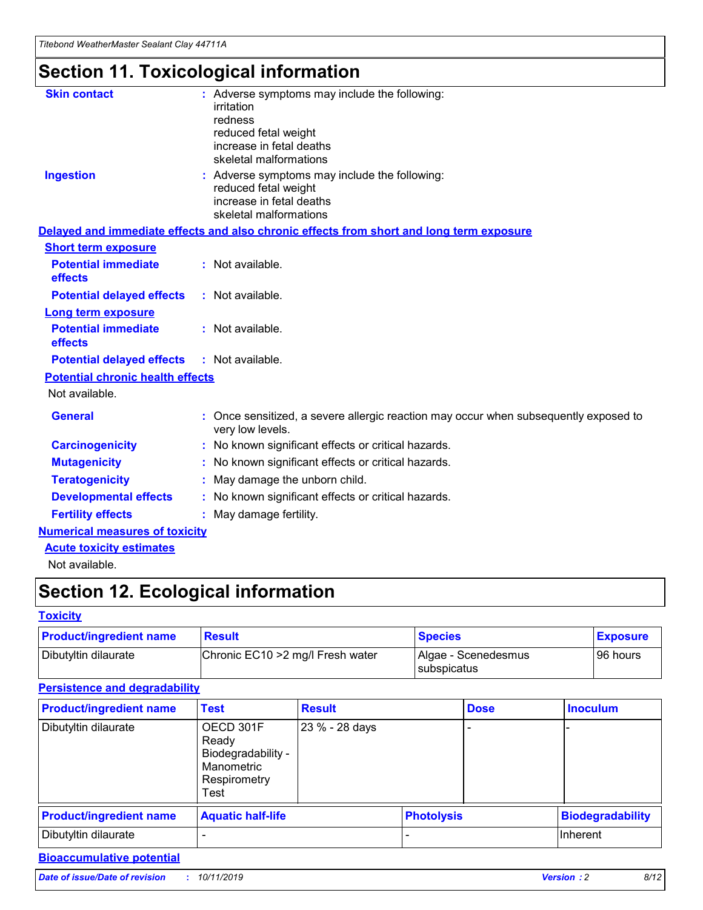# Section 11. Toxicological information

**Skin contact** : Adverse symptoms may include the following:
irritation
redness
reduced fetal weight
increase in fetal deaths
skeletal malformations

**Ingestion** : Adverse symptoms may include the following:
reduced fetal weight
increase in fetal deaths
skeletal malformations

## Delayed and immediate effects and also chronic effects from short and long term exposure

### Short term exposure

**Potential immediate effects** : Not available.

**Potential delayed effects** : Not available.

### Long term exposure

**Potential immediate effects** : Not available.

**Potential delayed effects** : Not available.

### Potential chronic health effects

Not available.

**General** : Once sensitized, a severe allergic reaction may occur when subsequently exposed to very low levels.

**Carcinogenicity** : No known significant effects or critical hazards.

**Mutagenicity** : No known significant effects or critical hazards.

**Teratogenicity** : May damage the unborn child.

**Developmental effects** : No known significant effects or critical hazards.

**Fertility effects** : May damage fertility.

## Numerical measures of toxicity

### Acute toxicity estimates

Not available.

# Section 12. Ecological information

## Toxicity

| Product/ingredient name | Result | Species | Exposure |
|---|---|---|---|
| Dibutyltin dilaurate | Chronic EC10 >2 mg/l Fresh water | Algae - Scenedesmus subspicatus | 96 hours |

## Persistence and degradability

| Product/ingredient name | Test | Result | Dose | Inoculum |
|---|---|---|---|---|
| Dibutyltin dilaurate | OECD 301F Ready Biodegradability - Manometric Respirometry Test | 23 % - 28 days | - | - |

| Product/ingredient name | Aquatic half-life | Photolysis | Biodegradability |
|---|---|---|---|
| Dibutyltin dilaurate | - | - | Inherent |

## Bioaccumulative potential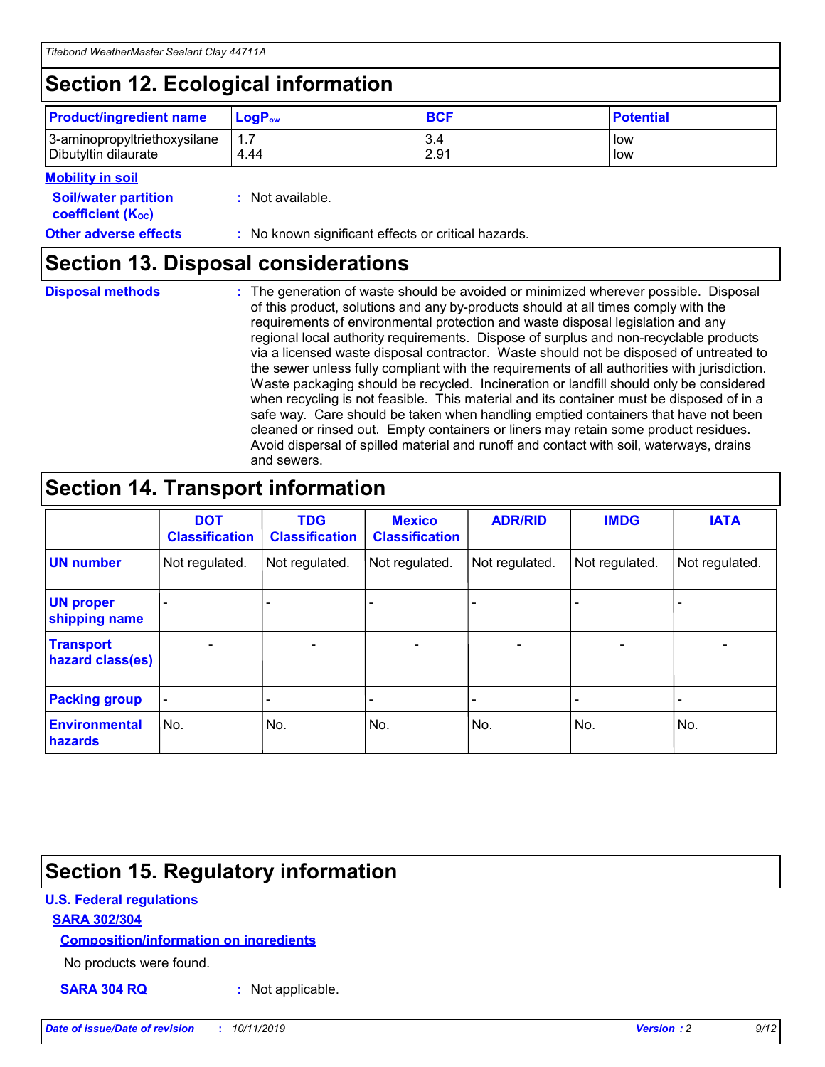## Section 12. Ecological information

| Product/ingredient name | $LogP_{ow}$ | BCF | Potential |
|---|---|---|---|
| 3-aminopropyltriethoxysilane | 1.7 | 3.4 | low |
| Dibutyltin dilaurate | 4.44 | 2.91 | low |

**Mobility in soil**

**Soil/water partition coefficient ($K_{OC}$)** : Not available.

**Other adverse effects** : No known significant effects or critical hazards.

## Section 13. Disposal considerations

**Disposal methods** : The generation of waste should be avoided or minimized wherever possible. Disposal of this product, solutions and any by-products should at all times comply with the requirements of environmental protection and waste disposal legislation and any regional local authority requirements. Dispose of surplus and non-recyclable products via a licensed waste disposal contractor. Waste should not be disposed of untreated to the sewer unless fully compliant with the requirements of all authorities with jurisdiction. Waste packaging should be recycled. Incineration or landfill should only be considered when recycling is not feasible. This material and its container must be disposed of in a safe way. Care should be taken when handling emptied containers that have not been cleaned or rinsed out. Empty containers or liners may retain some product residues. Avoid dispersal of spilled material and runoff and contact with soil, waterways, drains and sewers.

## Section 14. Transport information

| | DOT Classification | TDG Classification | Mexico Classification | ADR/RID | IMDG | IATA |
|---|---|---|---|---|---|---|
| UN number | Not regulated. | Not regulated. | Not regulated. | Not regulated. | Not regulated. | Not regulated. |
| UN proper shipping name | - | - | - | - | - | - |
| Transport hazard class(es) | - | - | - | - | - | - |
| Packing group | - | - | - | - | - | - |
| Environmental hazards | No. | No. | No. | No. | No. | No. |

## Section 15. Regulatory information

**U.S. Federal regulations**

**SARA 302/304**

**Composition/information on ingredients**

No products were found.

**SARA 304 RQ** : Not applicable.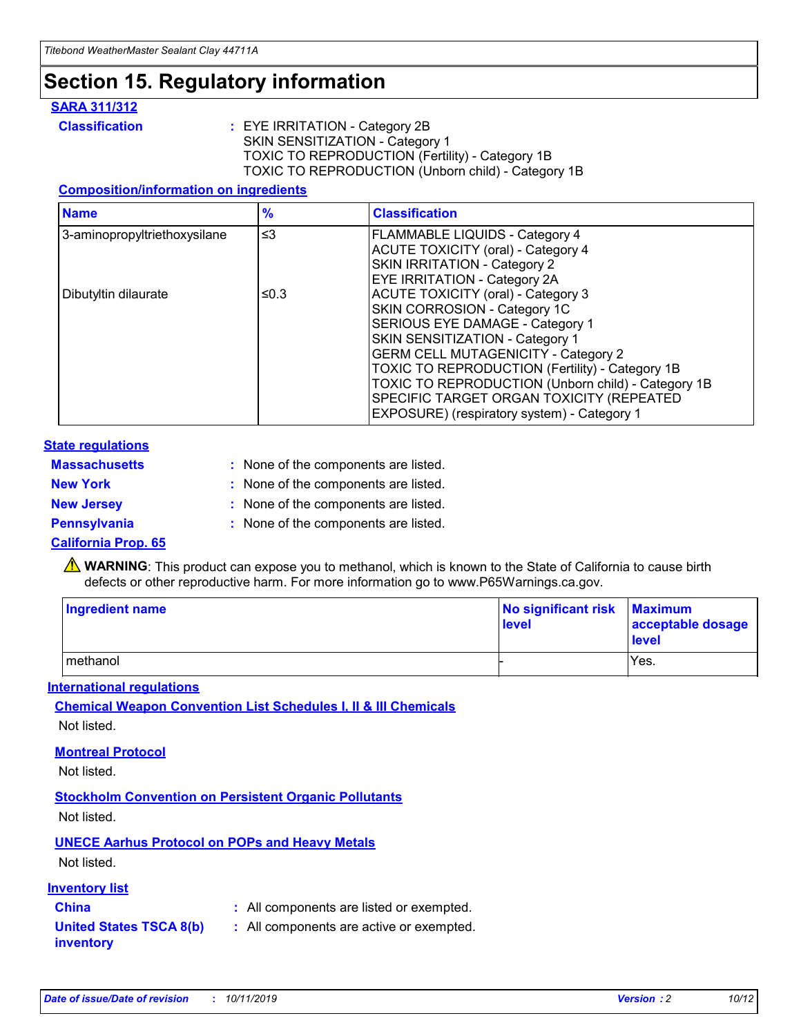# Section 15. Regulatory information

### SARA 311/312

**Classification** : EYE IRRITATION - Category 2B
SKIN SENSITIZATION - Category 1
TOXIC TO REPRODUCTION (Fertility) - Category 1B
TOXIC TO REPRODUCTION (Unborn child) - Category 1B

#### Composition/information on ingredients

| Name | % | Classification |
|---|---|---|
| 3-aminopropyltriethoxysilane | ≤3 | FLAMMABLE LIQUIDS - Category 4<br>ACUTE TOXICITY (oral) - Category 4<br>SKIN IRRITATION - Category 2<br>EYE IRRITATION - Category 2A |
| Dibutyltin dilaurate | ≤0.3 | ACUTE TOXICITY (oral) - Category 3<br>SKIN CORROSION - Category 1C<br>SERIOUS EYE DAMAGE - Category 1<br>SKIN SENSITIZATION - Category 1<br>GERM CELL MUTAGENICITY - Category 2<br>TOXIC TO REPRODUCTION (Fertility) - Category 1B<br>TOXIC TO REPRODUCTION (Unborn child) - Category 1B<br>SPECIFIC TARGET ORGAN TOXICITY (REPEATED EXPOSURE) (respiratory system) - Category 1 |

### State regulations

**Massachusetts** : None of the components are listed.

**New York** : None of the components are listed.

**New Jersey** : None of the components are listed.

**Pennsylvania** : None of the components are listed.

### California Prop. 65

⚠ **WARNING**: This product can expose you to methanol, which is known to the State of California to cause birth defects or other reproductive harm. For more information go to www.P65Warnings.ca.gov.

| Ingredient name | No significant risk level | Maximum acceptable dosage level |
|---|---|---|
| methanol | - | Yes. |

### International regulations

#### Chemical Weapon Convention List Schedules I, II & III Chemicals

Not listed.

#### Montreal Protocol

Not listed.

#### Stockholm Convention on Persistent Organic Pollutants

Not listed.

#### UNECE Aarhus Protocol on POPs and Heavy Metals

Not listed.

### Inventory list

**China** : All components are listed or exempted.

**United States TSCA 8(b) inventory** : All components are active or exempted.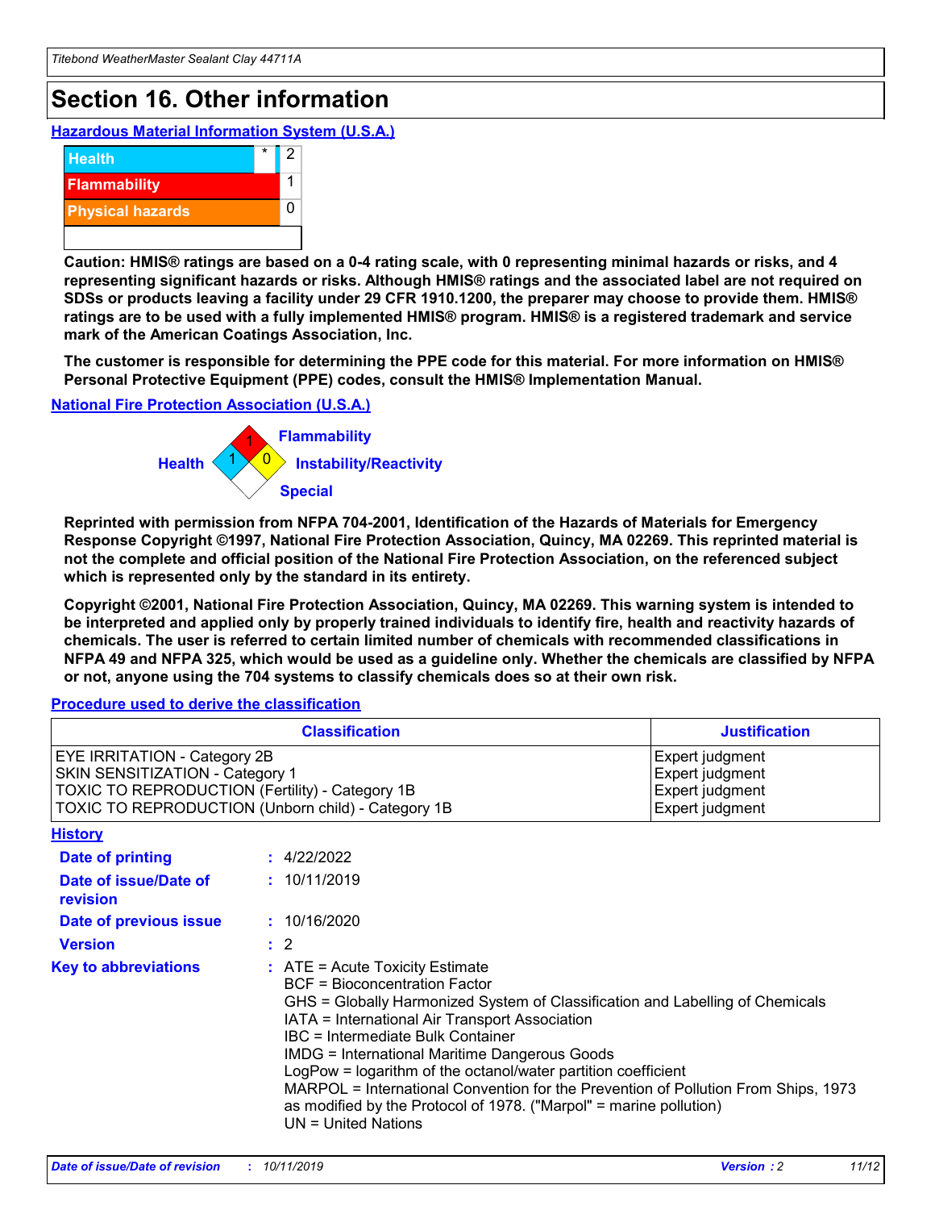# Section 16. Other information

### Hazardous Material Information System (U.S.A.)

| | | |
|---|---|---|
| Health | * | 2 |
| Flammability | | 1 |
| Physical hazards | | 0 |

**Caution: HMIS® ratings are based on a 0-4 rating scale, with 0 representing minimal hazards or risks, and 4 representing significant hazards or risks. Although HMIS® ratings and the associated label are not required on SDSs or products leaving a facility under 29 CFR 1910.1200, the preparer may choose to provide them. HMIS® ratings are to be used with a fully implemented HMIS® program. HMIS® is a registered trademark and service mark of the American Coatings Association, Inc.**

**The customer is responsible for determining the PPE code for this material. For more information on HMIS® Personal Protective Equipment (PPE) codes, consult the HMIS® Implementation Manual.**

### National Fire Protection Association (U.S.A.)

Flammability: 1
Health: 1
Instability/Reactivity: 0
Special:

**Reprinted with permission from NFPA 704-2001, Identification of the Hazards of Materials for Emergency Response Copyright ©1997, National Fire Protection Association, Quincy, MA 02269. This reprinted material is not the complete and official position of the National Fire Protection Association, on the referenced subject which is represented only by the standard in its entirety.**

**Copyright ©2001, National Fire Protection Association, Quincy, MA 02269. This warning system is intended to be interpreted and applied only by properly trained individuals to identify fire, health and reactivity hazards of chemicals. The user is referred to certain limited number of chemicals with recommended classifications in NFPA 49 and NFPA 325, which would be used as a guideline only. Whether the chemicals are classified by NFPA or not, anyone using the 704 systems to classify chemicals does so at their own risk.**

### Procedure used to derive the classification

| Classification | Justification |
|---|---|
| EYE IRRITATION - Category 2B | Expert judgment |
| SKIN SENSITIZATION - Category 1 | Expert judgment |
| TOXIC TO REPRODUCTION (Fertility) - Category 1B | Expert judgment |
| TOXIC TO REPRODUCTION (Unborn child) - Category 1B | Expert judgment |

### History

**Date of printing** : 4/22/2022

**Date of issue/Date of revision** : 10/11/2019

**Date of previous issue** : 10/16/2020

**Version** : 2

**Key to abbreviations** :
ATE = Acute Toxicity Estimate
BCF = Bioconcentration Factor
GHS = Globally Harmonized System of Classification and Labelling of Chemicals
IATA = International Air Transport Association
IBC = Intermediate Bulk Container
IMDG = International Maritime Dangerous Goods
LogPow = logarithm of the octanol/water partition coefficient
MARPOL = International Convention for the Prevention of Pollution From Ships, 1973 as modified by the Protocol of 1978. ("Marpol" = marine pollution)
UN = United Nations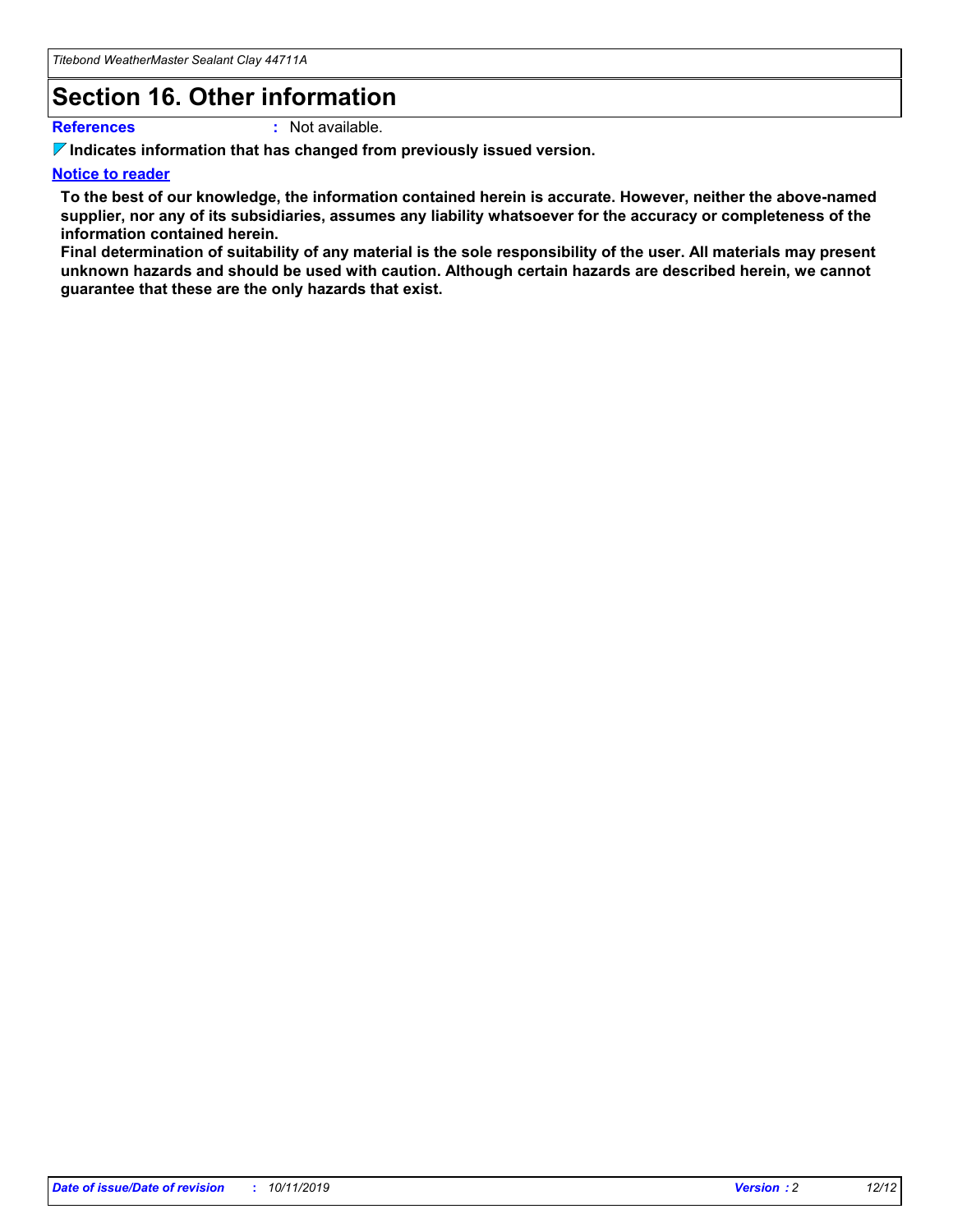# Section 16. Other information

**References** : Not available.

**Indicates information that has changed from previously issued version.**

**Notice to reader**

**To the best of our knowledge, the information contained herein is accurate. However, neither the above-named supplier, nor any of its subsidiaries, assumes any liability whatsoever for the accuracy or completeness of the information contained herein.**

**Final determination of suitability of any material is the sole responsibility of the user. All materials may present unknown hazards and should be used with caution. Although certain hazards are described herein, we cannot guarantee that these are the only hazards that exist.**